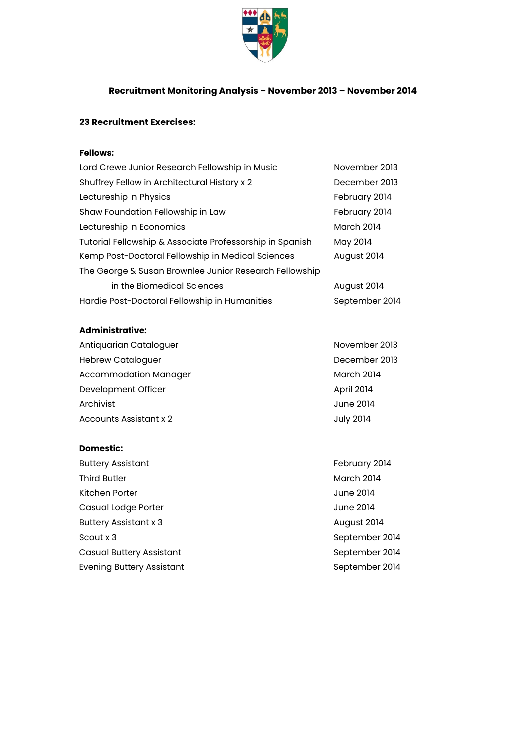# Recruitment Monitoring Analysis – November 2013 – November 2014

## 23 Recruitment Exercises:

### Fellows:

| | |
|---|---|
| Lord Crewe Junior Research Fellowship in Music | November 2013 |
| Shuffrey Fellow in Architectural History x 2 | December 2013 |
| Lectureship in Physics | February 2014 |
| Shaw Foundation Fellowship in Law | February 2014 |
| Lectureship in Economics | March 2014 |
| Tutorial Fellowship & Associate Professorship in Spanish | May 2014 |
| Kemp Post-Doctoral Fellowship in Medical Sciences | August 2014 |
| The George & Susan Brownlee Junior Research Fellowship in the Biomedical Sciences | August 2014 |
| Hardie Post-Doctoral Fellowship in Humanities | September 2014 |

### Administrative:

| | |
|---|---|
| Antiquarian Cataloguer | November 2013 |
| Hebrew Cataloguer | December 2013 |
| Accommodation Manager | March 2014 |
| Development Officer | April 2014 |
| Archivist | June 2014 |
| Accounts Assistant x 2 | July 2014 |

### Domestic:

| | |
|---|---|
| Buttery Assistant | February 2014 |
| Third Butler | March 2014 |
| Kitchen Porter | June 2014 |
| Casual Lodge Porter | June 2014 |
| Buttery Assistant x 3 | August 2014 |
| Scout x 3 | September 2014 |
| Casual Buttery Assistant | September 2014 |
| Evening Buttery Assistant | September 2014 |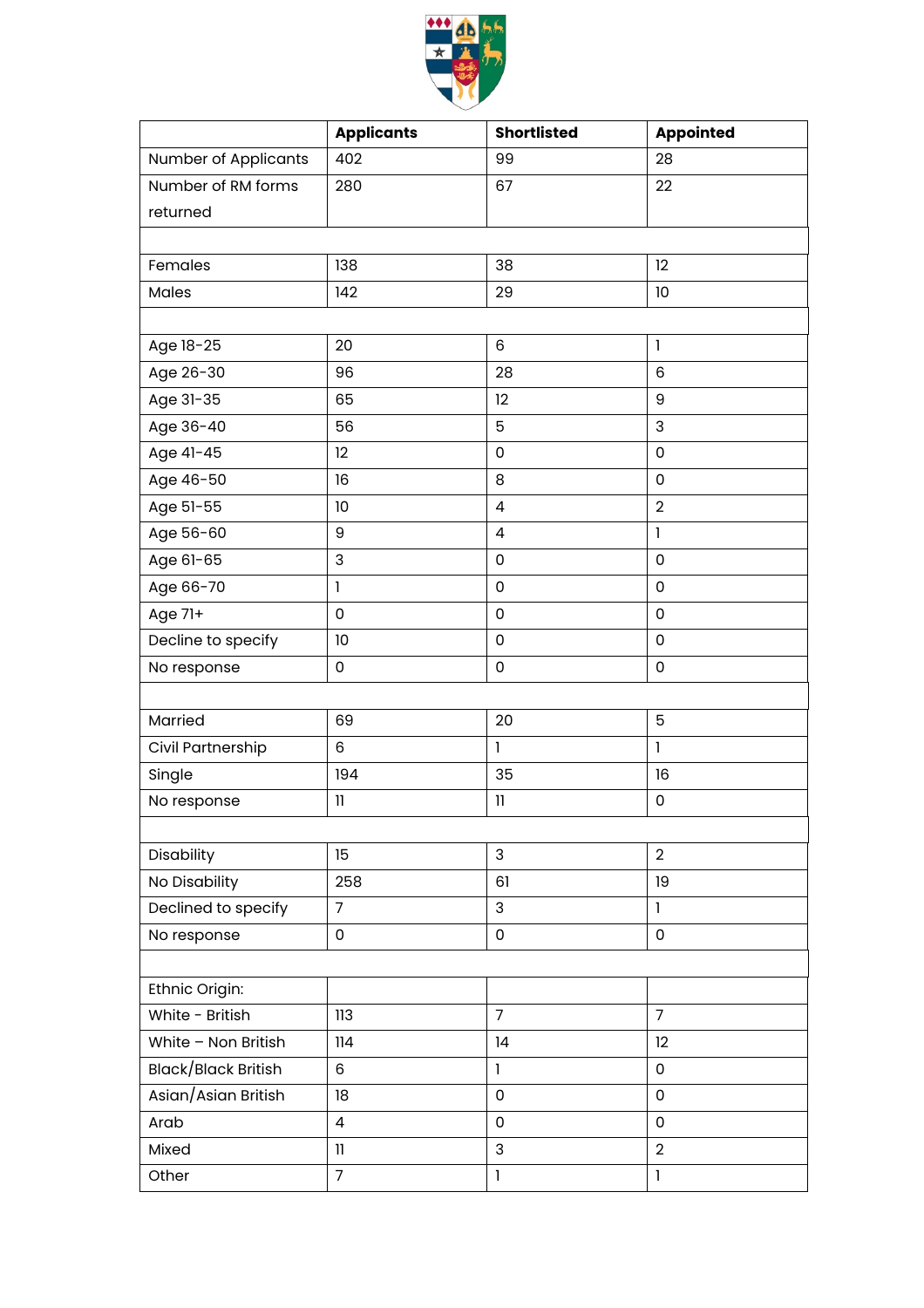| | Applicants | Shortlisted | Appointed |
|---|---|---|---|
| Number of Applicants | 402 | 99 | 28 |
| Number of RM forms returned | 280 | 67 | 22 |
| | | | |
| Females | 138 | 38 | 12 |
| Males | 142 | 29 | 10 |
| | | | |
| Age 18-25 | 20 | 6 | 1 |
| Age 26-30 | 96 | 28 | 6 |
| Age 31-35 | 65 | 12 | 9 |
| Age 36-40 | 56 | 5 | 3 |
| Age 41-45 | 12 | 0 | 0 |
| Age 46-50 | 16 | 8 | 0 |
| Age 51-55 | 10 | 4 | 2 |
| Age 56-60 | 9 | 4 | 1 |
| Age 61-65 | 3 | 0 | 0 |
| Age 66-70 | 1 | 0 | 0 |
| Age 71+ | 0 | 0 | 0 |
| Decline to specify | 10 | 0 | 0 |
| No response | 0 | 0 | 0 |
| | | | |
| Married | 69 | 20 | 5 |
| Civil Partnership | 6 | 1 | 1 |
| Single | 194 | 35 | 16 |
| No response | 11 | 11 | 0 |
| | | | |
| Disability | 15 | 3 | 2 |
| No Disability | 258 | 61 | 19 |
| Declined to specify | 7 | 3 | 1 |
| No response | 0 | 0 | 0 |
| | | | |
| Ethnic Origin: | | | |
| White - British | 113 | 7 | 7 |
| White – Non British | 114 | 14 | 12 |
| Black/Black British | 6 | 1 | 0 |
| Asian/Asian British | 18 | 0 | 0 |
| Arab | 4 | 0 | 0 |
| Mixed | 11 | 3 | 2 |
| Other | 7 | 1 | 1 |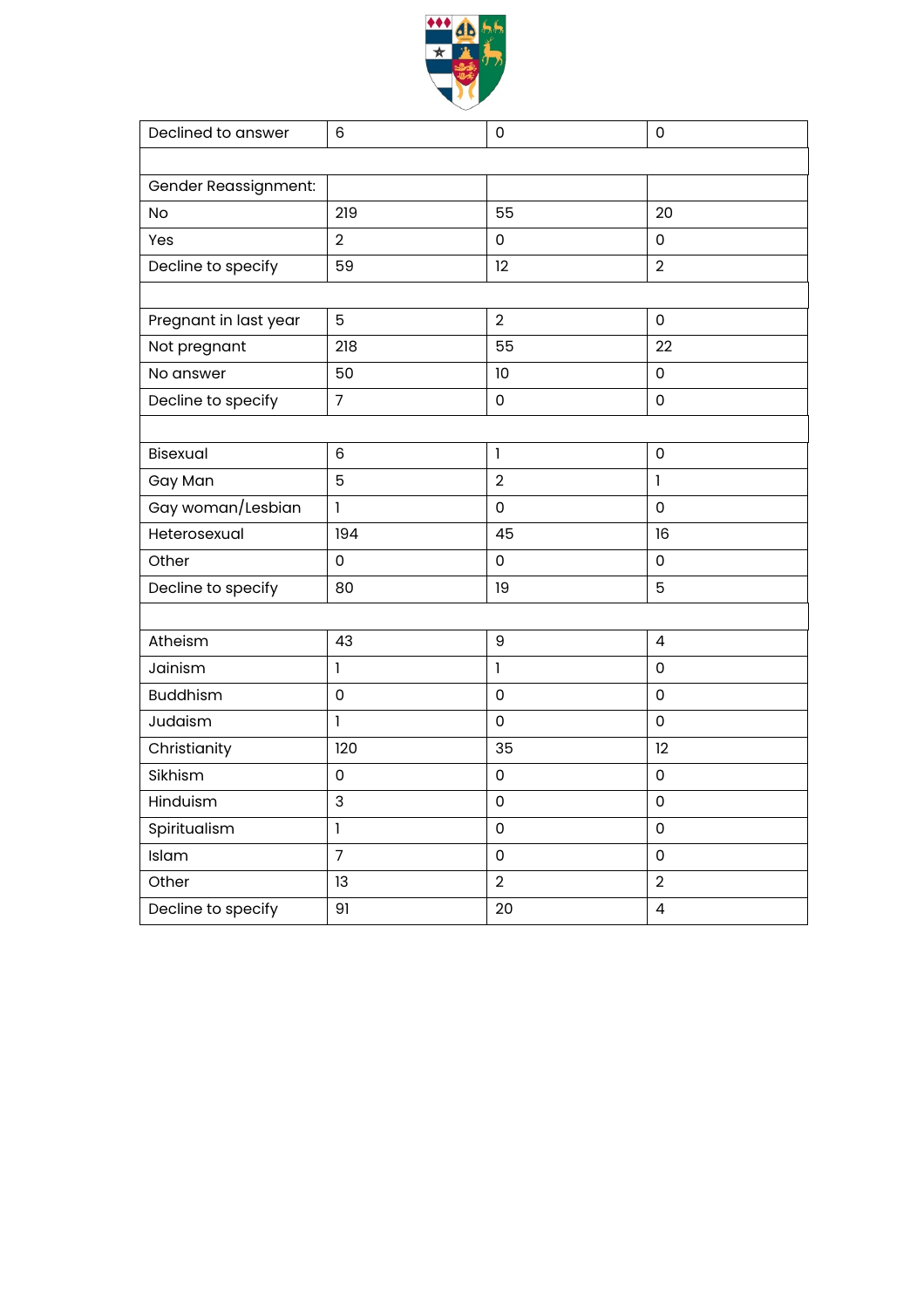| | | | |
|---|---|---|---|
| Declined to answer | 6 | 0 | 0 |
| | | | |
| Gender Reassignment: | | | |
| No | 219 | 55 | 20 |
| Yes | 2 | 0 | 0 |
| Decline to specify | 59 | 12 | 2 |
| | | | |
| Pregnant in last year | 5 | 2 | 0 |
| Not pregnant | 218 | 55 | 22 |
| No answer | 50 | 10 | 0 |
| Decline to specify | 7 | 0 | 0 |
| | | | |
| Bisexual | 6 | 1 | 0 |
| Gay Man | 5 | 2 | 1 |
| Gay woman/Lesbian | 1 | 0 | 0 |
| Heterosexual | 194 | 45 | 16 |
| Other | 0 | 0 | 0 |
| Decline to specify | 80 | 19 | 5 |
| | | | |
| Atheism | 43 | 9 | 4 |
| Jainism | 1 | 1 | 0 |
| Buddhism | 0 | 0 | 0 |
| Judaism | 1 | 0 | 0 |
| Christianity | 120 | 35 | 12 |
| Sikhism | 0 | 0 | 0 |
| Hinduism | 3 | 0 | 0 |
| Spiritualism | 1 | 0 | 0 |
| Islam | 7 | 0 | 0 |
| Other | 13 | 2 | 2 |
| Decline to specify | 91 | 20 | 4 |